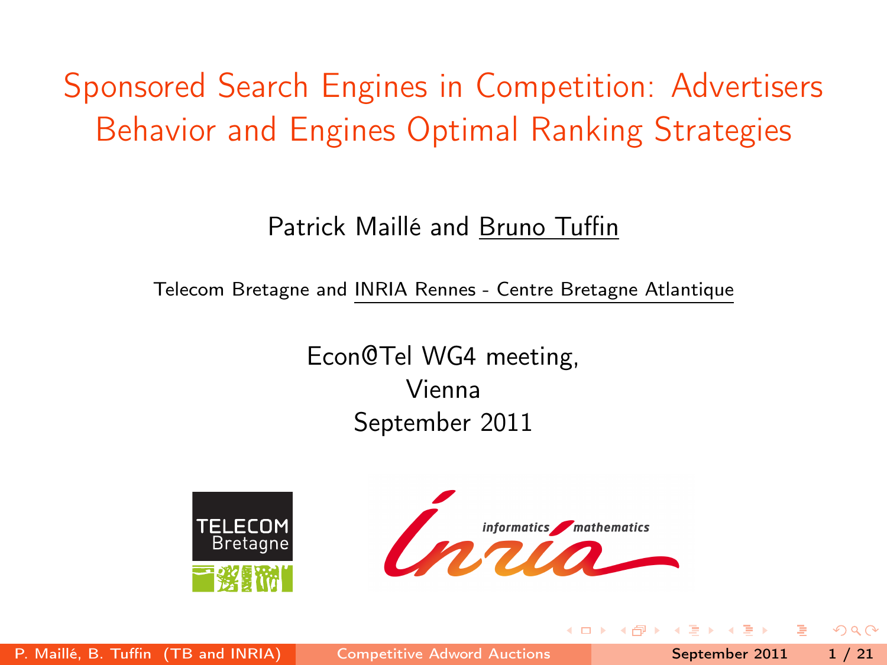# Sponsored Search Engines in Competition: Advertisers Behavior and Engines Optimal Ranking Strategies

Patrick Maillé and Bruno Tuffin

Telecom Bretagne and INRIA Rennes - Centre Bretagne Atlantique

Econ@Tel WG4 meeting,
Vienna
September 2011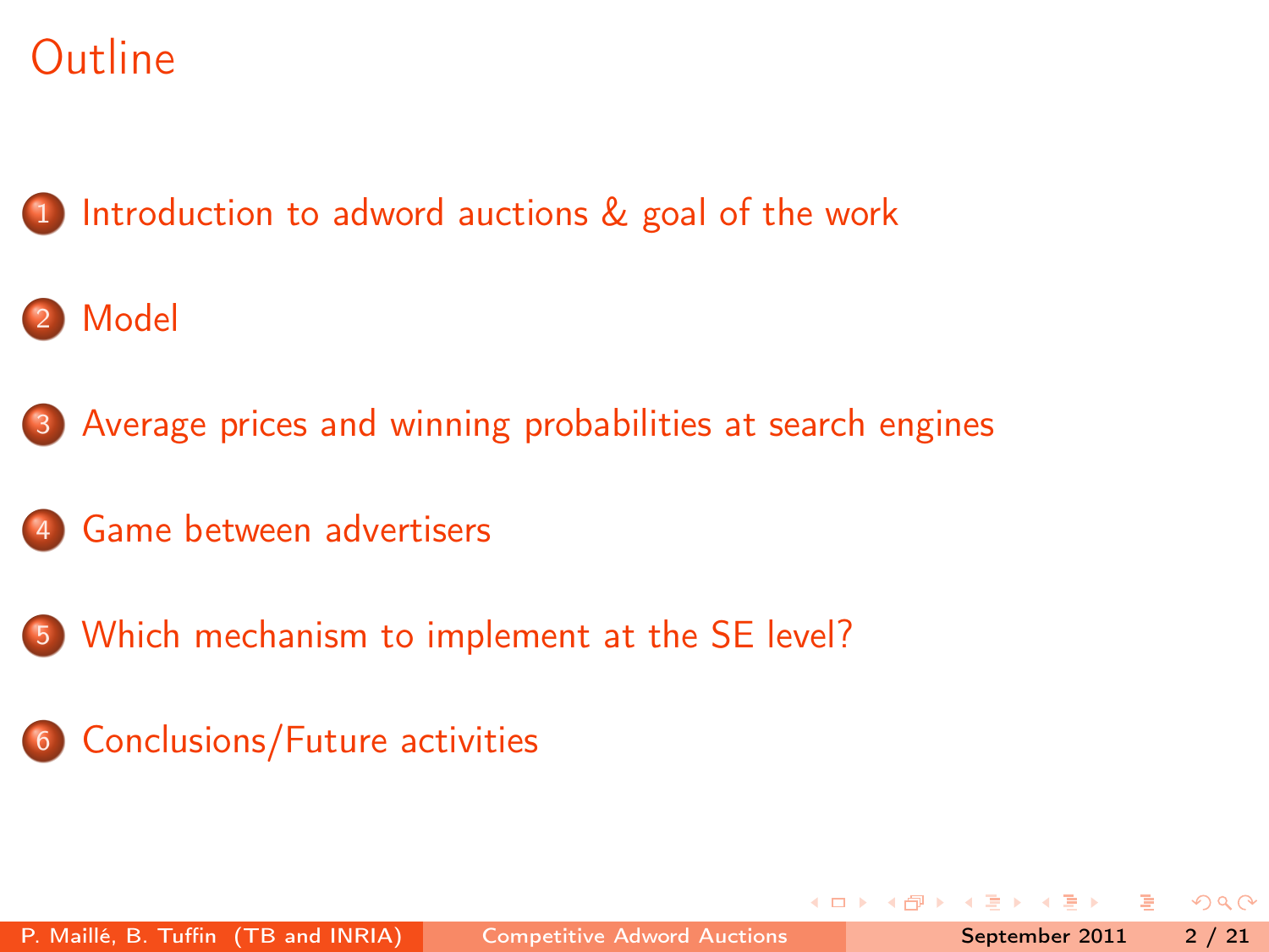# Outline

1. Introduction to adword auctions & goal of the work
2. Model
3. Average prices and winning probabilities at search engines
4. Game between advertisers
5. Which mechanism to implement at the SE level?
6. Conclusions/Future activities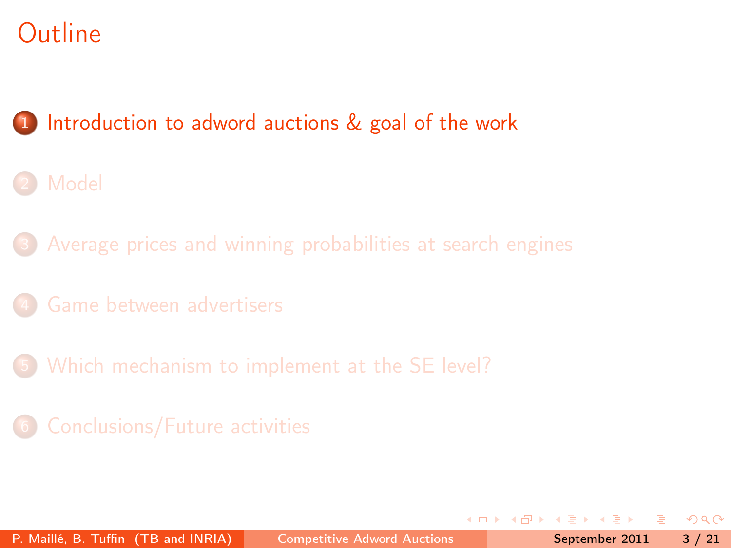# Outline

1. Introduction to adword auctions & goal of the work
2. Model
3. Average prices and winning probabilities at search engines
4. Game between advertisers
5. Which mechanism to implement at the SE level?
6. Conclusions/Future activities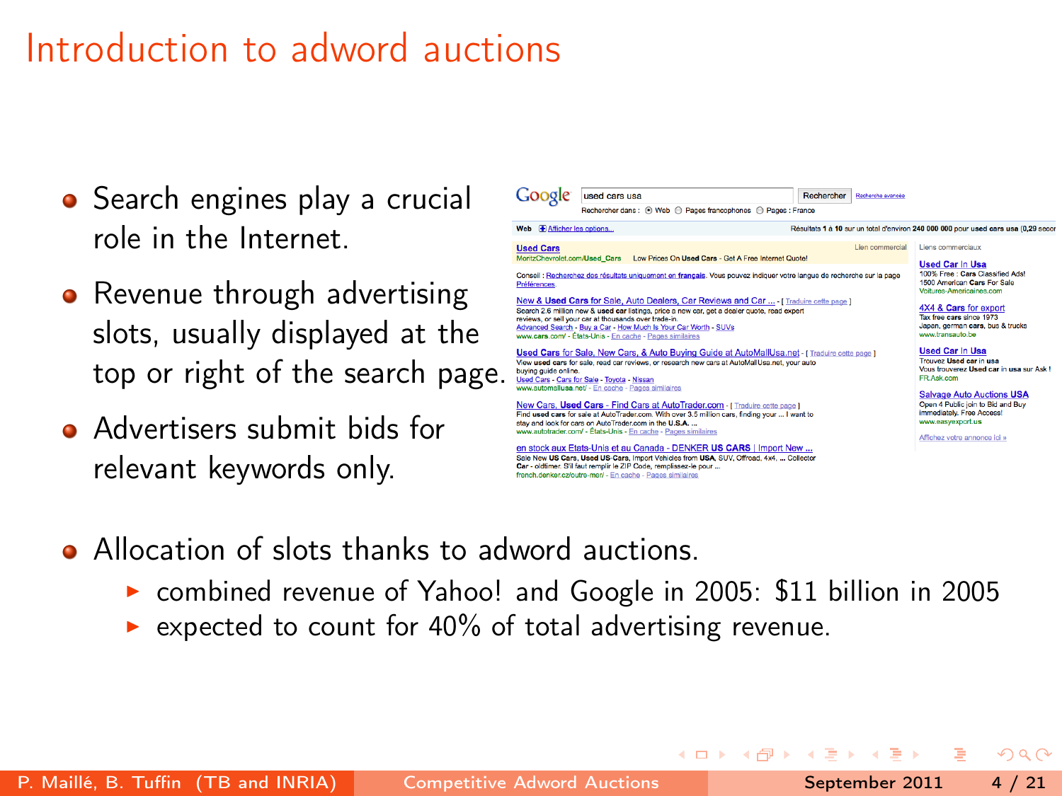# Introduction to adword auctions

- Search engines play a crucial role in the Internet.
- Revenue through advertising slots, usually displayed at the top or right of the search page.
- Advertisers submit bids for relevant keywords only.
- Allocation of slots thanks to adword auctions.
  - combined revenue of Yahoo! and Google in 2005: $11 billion in 2005
  - expected to count for 40% of total advertising revenue.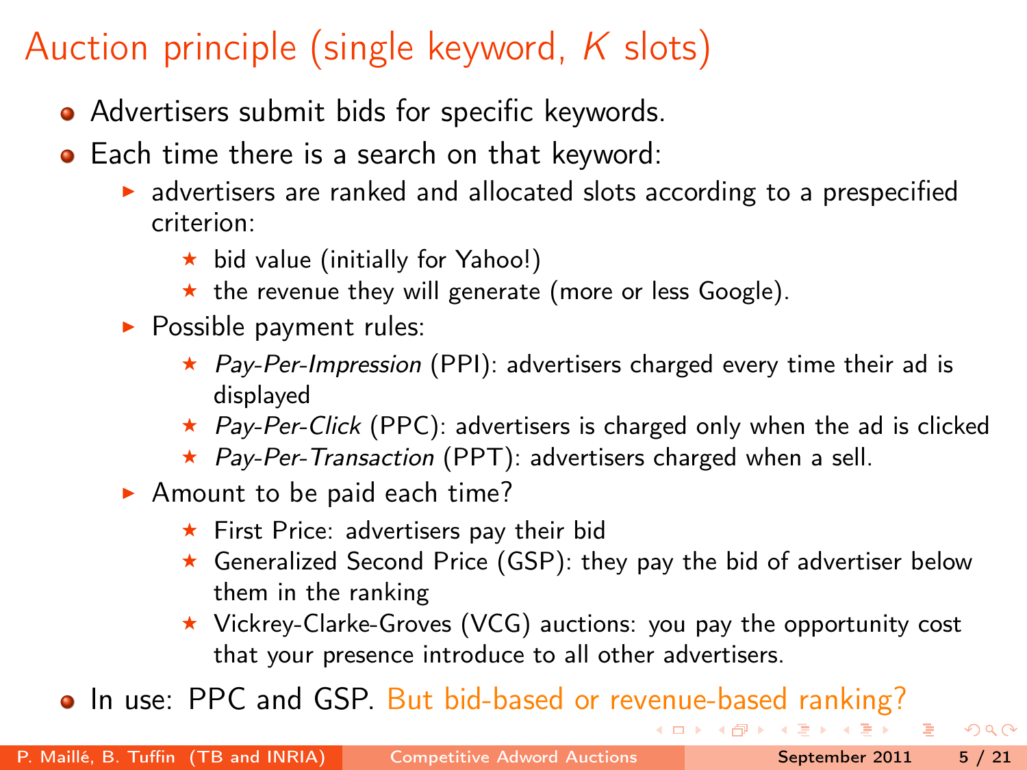# Auction principle (single keyword, $K$ slots)

- Advertisers submit bids for specific keywords.
- Each time there is a search on that keyword:
  - advertisers are ranked and allocated slots according to a prespecified criterion:
    - bid value (initially for Yahoo!)
    - the revenue they will generate (more or less Google).
  - Possible payment rules:
    - *Pay-Per-Impression* (PPI): advertisers charged every time their ad is displayed
    - *Pay-Per-Click* (PPC): advertisers is charged only when the ad is clicked
    - *Pay-Per-Transaction* (PPT): advertisers charged when a sell.
  - Amount to be paid each time?
    - First Price: advertisers pay their bid
    - Generalized Second Price (GSP): they pay the bid of advertiser below them in the ranking
    - Vickrey-Clarke-Groves (VCG) auctions: you pay the opportunity cost that your presence introduce to all other advertisers.
- In use: PPC and GSP. But bid-based or revenue-based ranking?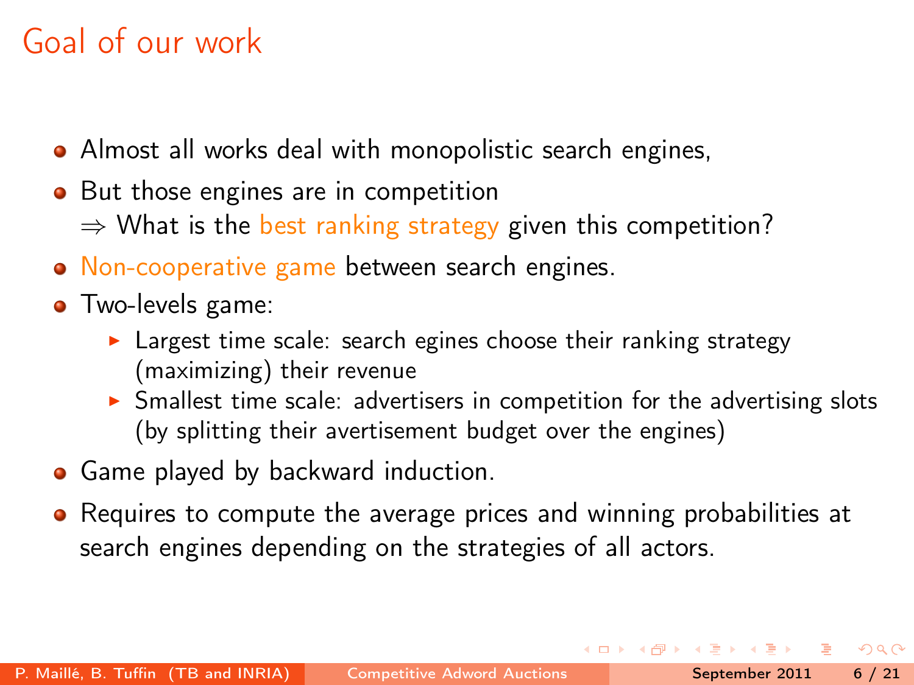# Goal of our work

- Almost all works deal with monopolistic search engines,
- But those engines are in competition
  $\Rightarrow$ What is the best ranking strategy given this competition?
- Non-cooperative game between search engines.
- Two-levels game:
  - Largest time scale: search egines choose their ranking strategy (maximizing) their revenue
  - Smallest time scale: advertisers in competition for the advertising slots (by splitting their avertisement budget over the engines)
- Game played by backward induction.
- Requires to compute the average prices and winning probabilities at search engines depending on the strategies of all actors.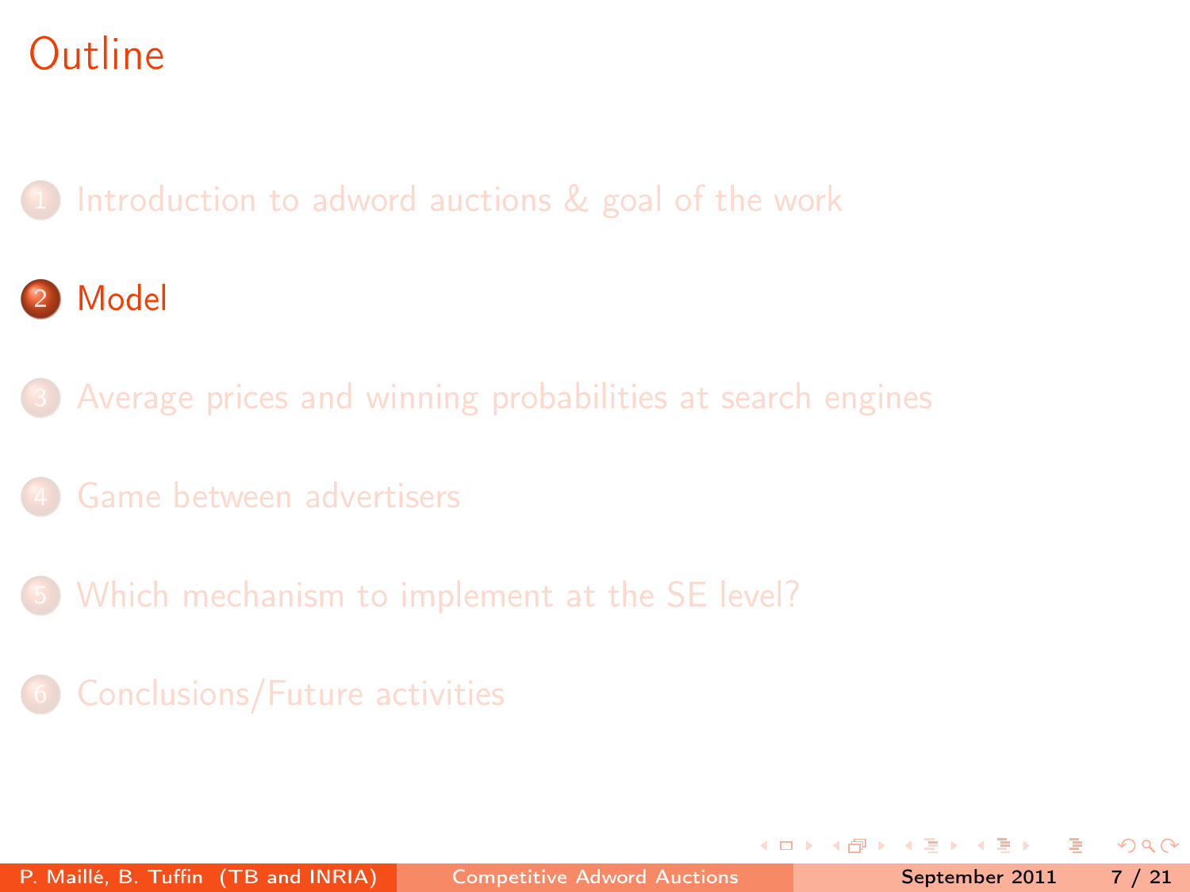# Outline

1. Introduction to adword auctions & goal of the work
2. **Model**
3. Average prices and winning probabilities at search engines
4. Game between advertisers
5. Which mechanism to implement at the SE level?
6. Conclusions/Future activities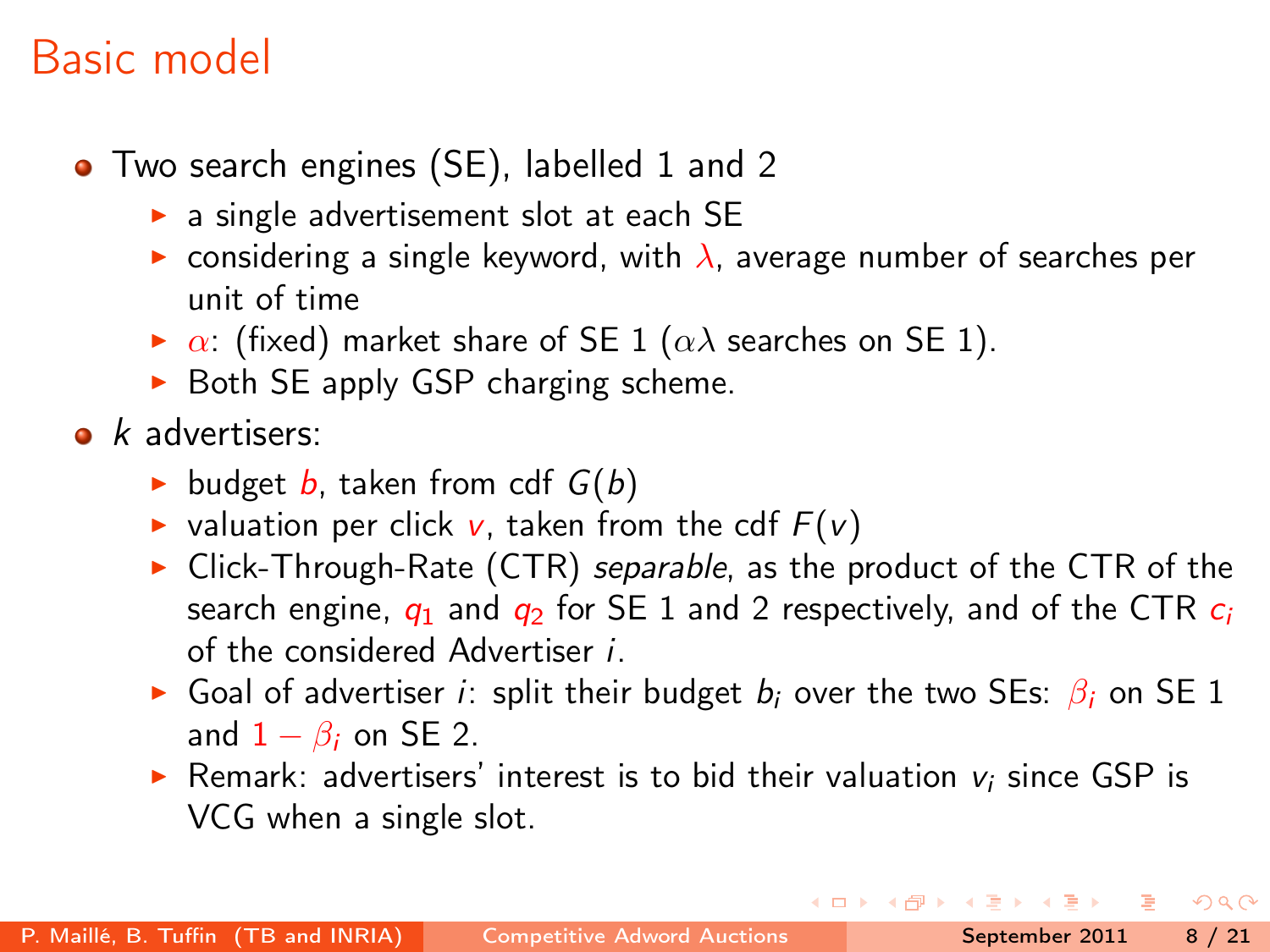# Basic model

- Two search engines (SE), labelled 1 and 2
  - a single advertisement slot at each SE
  - considering a single keyword, with $\lambda$, average number of searches per unit of time
  - $\alpha$: (fixed) market share of SE 1 ($\alpha\lambda$ searches on SE 1).
  - Both SE apply GSP charging scheme.
- $k$ advertisers:
  - budget $b$, taken from cdf $G(b)$
  - valuation per click $v$, taken from the cdf $F(v)$
  - Click-Through-Rate (CTR) *separable*, as the product of the CTR of the search engine, $q_1$ and $q_2$ for SE 1 and 2 respectively, and of the CTR $c_i$ of the considered Advertiser $i$.
  - Goal of advertiser $i$: split their budget $b_i$ over the two SEs: $\beta_i$ on SE 1 and $1 - \beta_i$ on SE 2.
  - Remark: advertisers' interest is to bid their valuation $v_i$ since GSP is VCG when a single slot.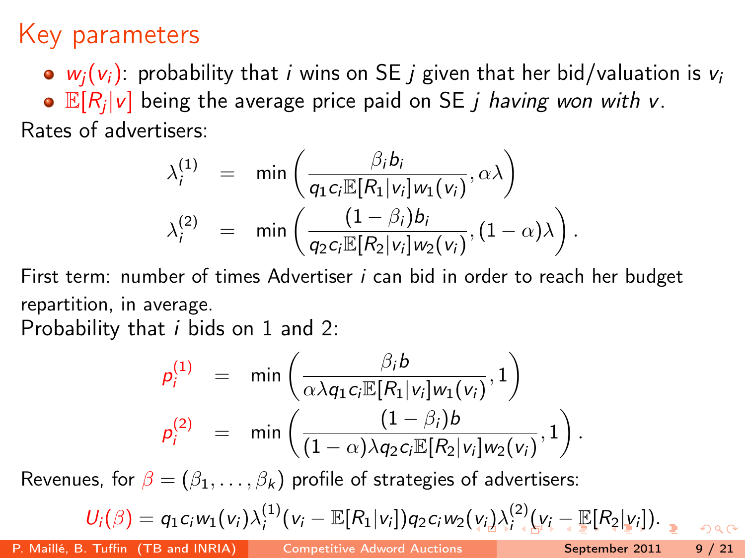# Key parameters

- $w_j(v_i)$: probability that $i$ wins on SE $j$ given that her bid/valuation is $v_i$
- $\mathbb{E}[R_j|v]$ being the average price paid on SE $j$ *having won with* $v$.

Rates of advertisers:

$$
\begin{aligned}
\lambda_i^{(1)} &= \min\left(\frac{\beta_i b_i}{q_1 c_i \mathbb{E}[R_1|v_i] w_1(v_i)}, \alpha\lambda\right) \\
\lambda_i^{(2)} &= \min\left(\frac{(1-\beta_i) b_i}{q_2 c_i \mathbb{E}[R_2|v_i] w_2(v_i)}, (1-\alpha)\lambda\right).
\end{aligned}
$$

First term: number of times Advertiser $i$ can bid in order to reach her budget repartition, in average.

Probability that $i$ bids on 1 and 2:

$$
\begin{aligned}
p_i^{(1)} &= \min\left(\frac{\beta_i b}{\alpha\lambda q_1 c_i \mathbb{E}[R_1|v_i] w_1(v_i)}, 1\right) \\
p_i^{(2)} &= \min\left(\frac{(1-\beta_i) b}{(1-\alpha)\lambda q_2 c_i \mathbb{E}[R_2|v_i] w_2(v_i)}, 1\right).
\end{aligned}
$$

Revenues, for $\beta = (\beta_1, \ldots, \beta_k)$ profile of strategies of advertisers:

$$
U_i(\beta) = q_1 c_i w_1(v_i) \lambda_i^{(1)} (v_i - \mathbb{E}[R_1|v_i]) q_2 c_i w_2(v_i) \lambda_i^{(2)} (v_i - \mathbb{E}[R_2|v_i]).
$$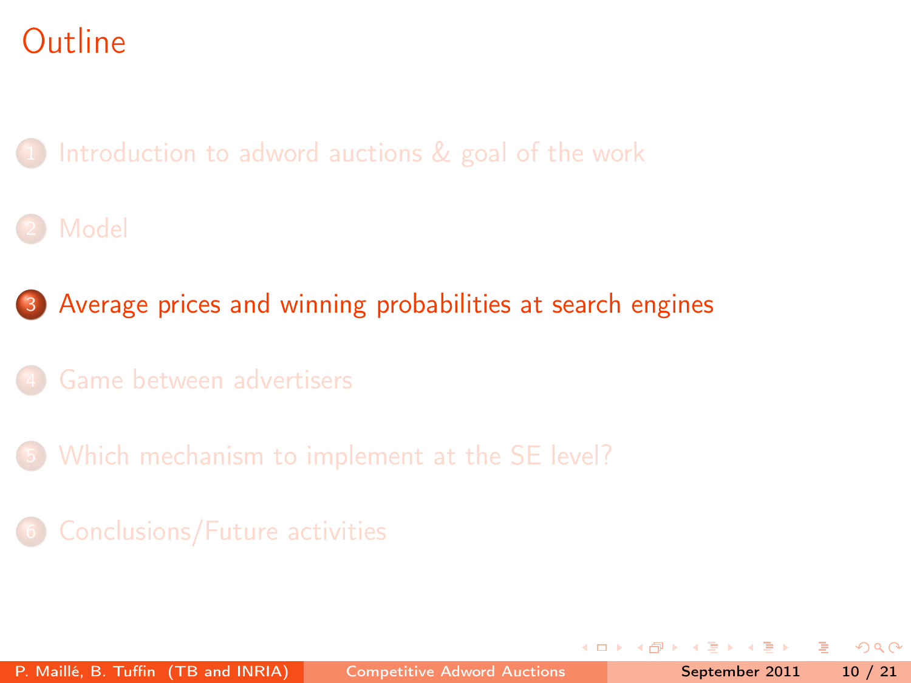# Outline

1. Introduction to adword auctions & goal of the work
2. Model
3. Average prices and winning probabilities at search engines
4. Game between advertisers
5. Which mechanism to implement at the SE level?
6. Conclusions/Future activities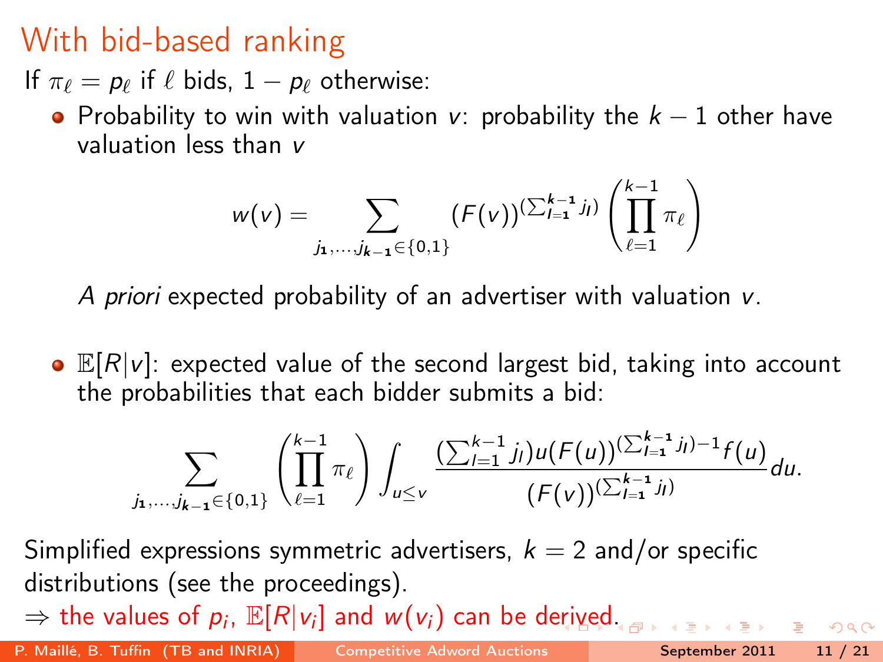# With bid-based ranking

If $\pi_\ell = p_\ell$ if $\ell$ bids, $1 - p_\ell$ otherwise:

- Probability to win with valuation $v$: probability the $k-1$ other have valuation less than $v$

$$w(v) = \sum_{j_1,\ldots,j_{k-1}\in\{0,1\}} (F(v))^{(\sum_{l=1}^{k-1} j_l)} \left(\prod_{\ell=1}^{k-1} \pi_\ell\right)$$

  *A priori* expected probability of an advertiser with valuation $v$.

- $\mathbb{E}[R|v]$: expected value of the second largest bid, taking into account the probabilities that each bidder submits a bid:

$$\sum_{j_1,\ldots,j_{k-1}\in\{0,1\}} \left(\prod_{\ell=1}^{k-1} \pi_\ell\right) \int_{u\leq v} \frac{(\sum_{l=1}^{k-1} j_l) u (F(u))^{(\sum_{l=1}^{k-1} j_l)-1} f(u)}{(F(v))^{(\sum_{l=1}^{k-1} j_l)}} du.$$

Simplified expressions symmetric advertisers, $k = 2$ and/or specific distributions (see the proceedings).

$\Rightarrow$ the values of $p_i$, $\mathbb{E}[R|v_i]$ and $w(v_i)$ can be derived.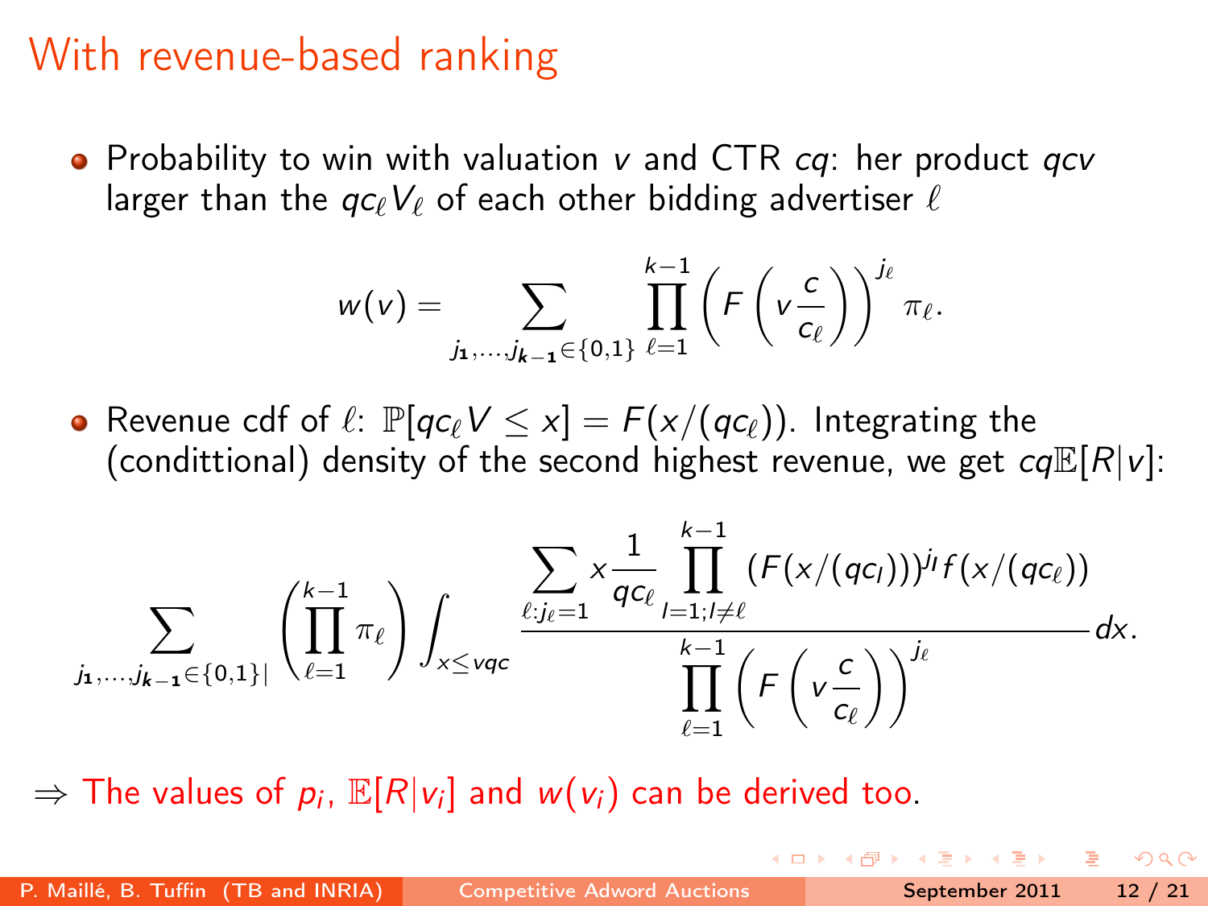# With revenue-based ranking

- Probability to win with valuation $v$ and CTR $cq$: her product $qcv$ larger than the $qc_\ell V_\ell$ of each other bidding advertiser $\ell$

$$w(v) = \sum_{j_1,\ldots,j_{k-1}\in\{0,1\}} \prod_{\ell=1}^{k-1} \left(F\left(v\frac{c}{c_\ell}\right)\right)^{j_\ell} \pi_\ell.$$

- Revenue cdf of $\ell$: $\mathbb{P}[qc_\ell V \leq x] = F(x/(qc_\ell))$. Integrating the (conditttional) density of the second highest revenue, we get $cq\mathbb{E}[R|v]$:

$$\sum_{j_1,\ldots,j_{k-1}\in\{0,1\}|} \left(\prod_{\ell=1}^{k-1} \pi_\ell\right) \int_{x\leq vqc} \frac{\displaystyle\sum_{\ell:j_\ell=1} x\frac{1}{qc_\ell} \prod_{l=1;l\neq\ell}^{k-1} (F(x/(qc_l)))^{j_l} f(x/(qc_\ell))}{\displaystyle\prod_{\ell=1}^{k-1}\left(F\left(v\frac{c}{c_\ell}\right)\right)^{j_\ell}} dx.$$

$\Rightarrow$ The values of $p_i$, $\mathbb{E}[R|v_i]$ and $w(v_i)$ can be derived too.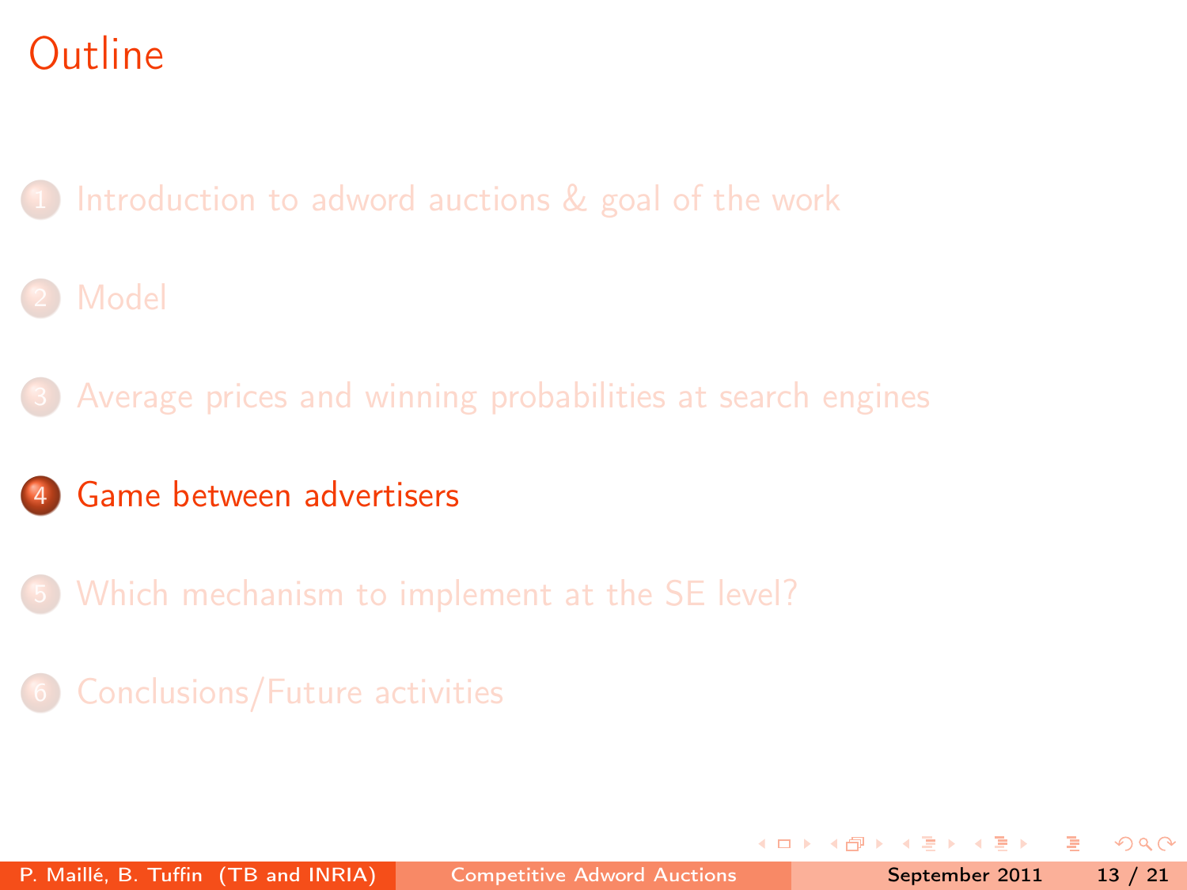# Outline

1. Introduction to adword auctions & goal of the work
2. Model
3. Average prices and winning probabilities at search engines
4. **Game between advertisers**
5. Which mechanism to implement at the SE level?
6. Conclusions/Future activities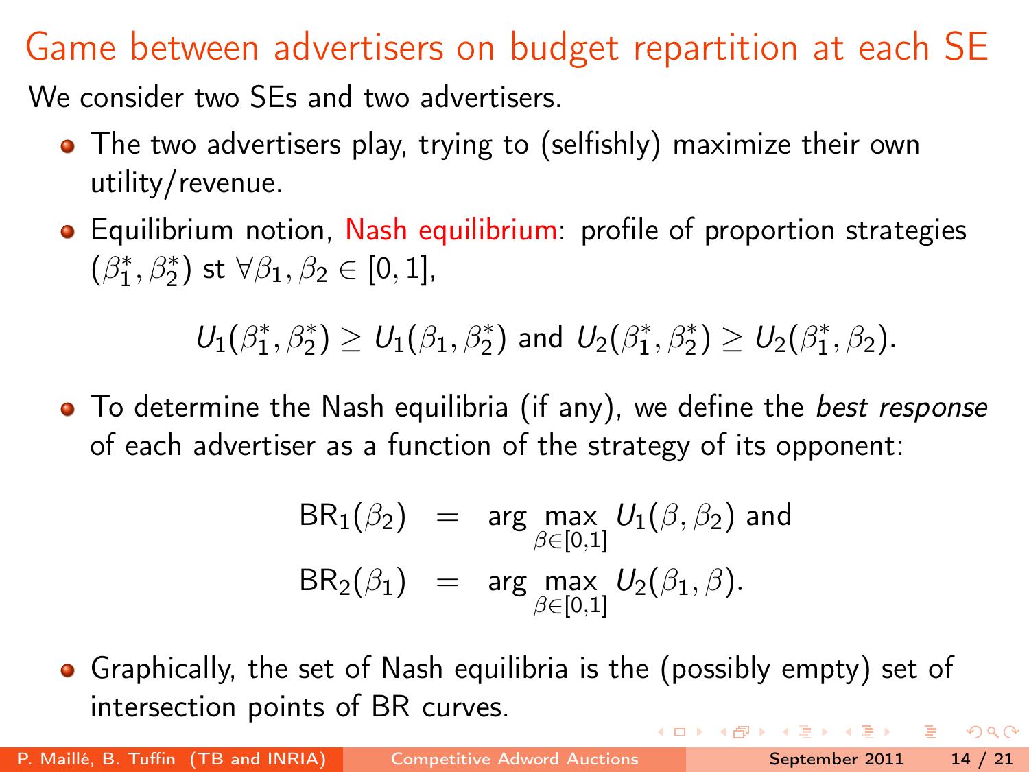# Game between advertisers on budget repartition at each SE

We consider two SEs and two advertisers.

- The two advertisers play, trying to (selfishly) maximize their own utility/revenue.
- Equilibrium notion, Nash equilibrium: profile of proportion strategies $(\beta_1^*, \beta_2^*)$ st $\forall \beta_1, \beta_2 \in [0,1]$,

$$U_1(\beta_1^*, \beta_2^*) \geq U_1(\beta_1, \beta_2^*) \text{ and } U_2(\beta_1^*, \beta_2^*) \geq U_2(\beta_1^*, \beta_2).$$

- To determine the Nash equilibria (if any), we define the *best response* of each advertiser as a function of the strategy of its opponent:

$$\begin{aligned}
\mathrm{BR}_1(\beta_2) &= \arg\max_{\beta \in [0,1]} U_1(\beta, \beta_2) \text{ and} \\
\mathrm{BR}_2(\beta_1) &= \arg\max_{\beta \in [0,1]} U_2(\beta_1, \beta).
\end{aligned}$$

- Graphically, the set of Nash equilibria is the (possibly empty) set of intersection points of BR curves.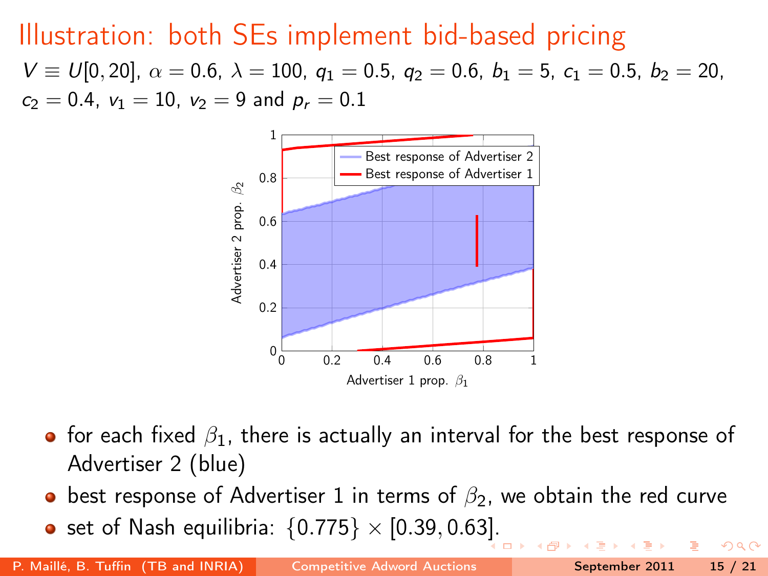# Illustration: both SEs implement bid-based pricing

$V \equiv U[0, 20]$, $\alpha = 0.6$, $\lambda = 100$, $q_1 = 0.5$, $q_2 = 0.6$, $b_1 = 5$, $c_1 = 0.5$, $b_2 = 20$, $c_2 = 0.4$, $v_1 = 10$, $v_2 = 9$ and $p_r = 0.1$

- for each fixed $\beta_1$, there is actually an interval for the best response of Advertiser 2 (blue)
- best response of Advertiser 1 in terms of $\beta_2$, we obtain the red curve
- set of Nash equilibria: $\{0.775\} \times [0.39, 0.63]$.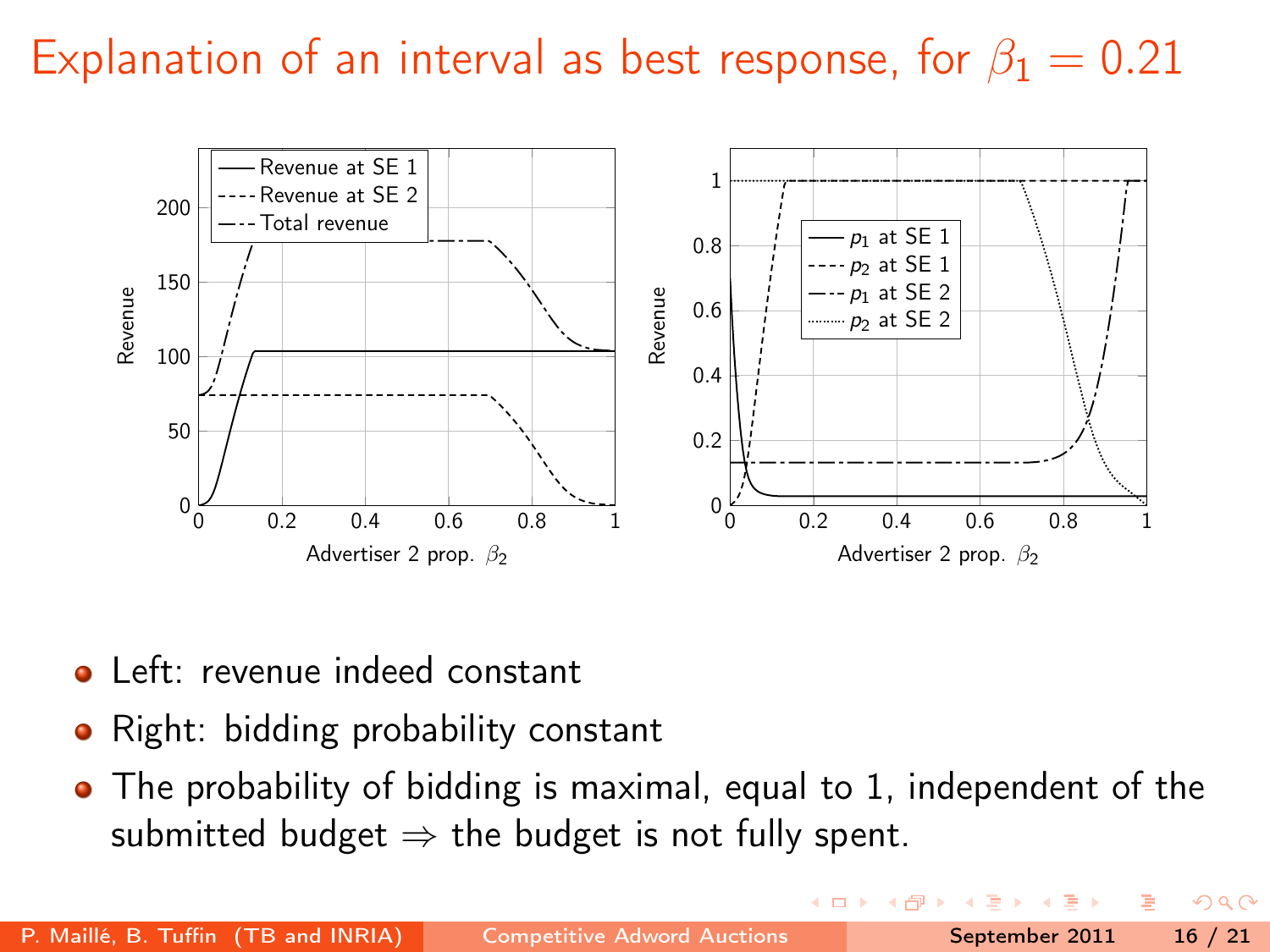# Explanation of an interval as best response, for $\beta_1 = 0.21$

- Left: revenue indeed constant
- Right: bidding probability constant
- The probability of bidding is maximal, equal to 1, independent of the submitted budget $\Rightarrow$ the budget is not fully spent.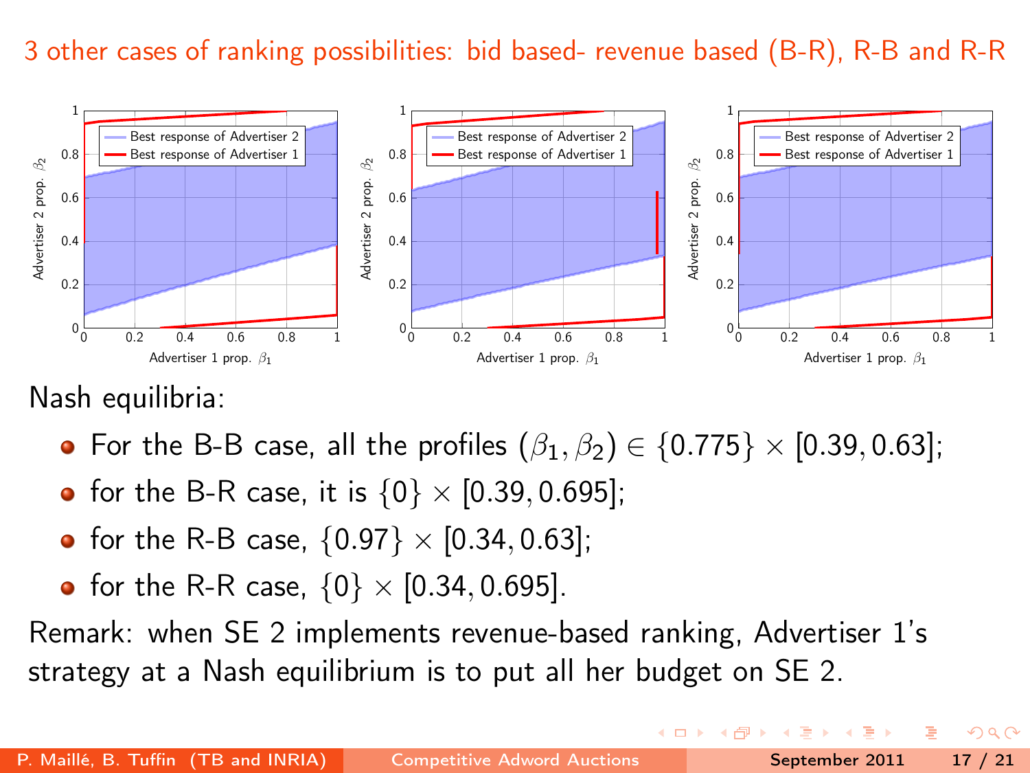# 3 other cases of ranking possibilities: bid based- revenue based (B-R), R-B and R-R

Nash equilibria:

- For the B-B case, all the profiles $(\beta_1, \beta_2) \in \{0.775\} \times [0.39, 0.63]$;
- for the B-R case, it is $\{0\} \times [0.39, 0.695]$;
- for the R-B case, $\{0.97\} \times [0.34, 0.63]$;
- for the R-R case, $\{0\} \times [0.34, 0.695]$.

Remark: when SE 2 implements revenue-based ranking, Advertiser 1's strategy at a Nash equilibrium is to put all her budget on SE 2.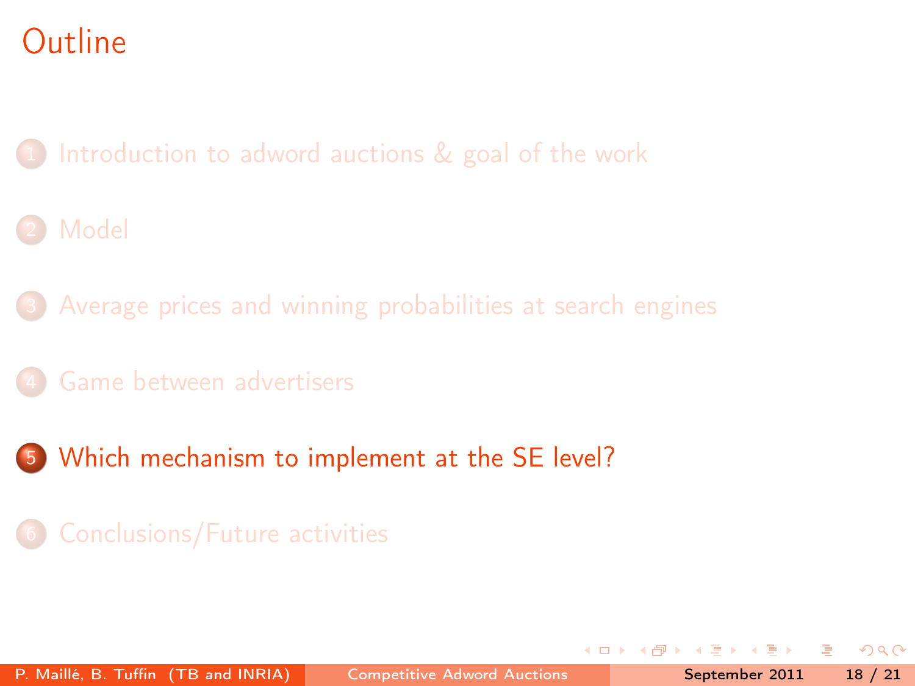# Outline

1. Introduction to adword auctions & goal of the work
2. Model
3. Average prices and winning probabilities at search engines
4. Game between advertisers
5. **Which mechanism to implement at the SE level?**
6. Conclusions/Future activities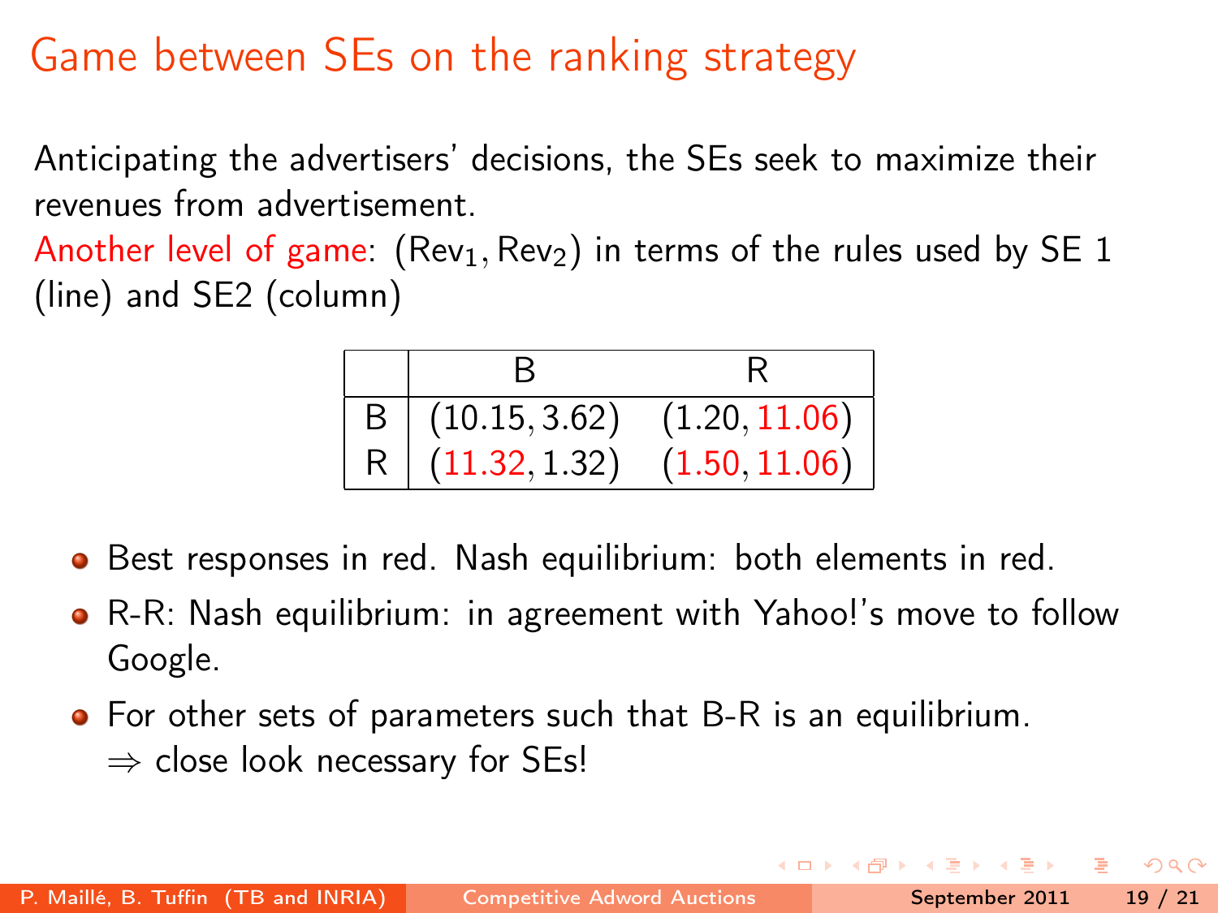# Game between SEs on the ranking strategy

Anticipating the advertisers' decisions, the SEs seek to maximize their revenues from advertisement.

Another level of game: $(\text{Rev}_1, \text{Rev}_2)$ in terms of the rules used by SE 1 (line) and SE2 (column)

| | B | R |
|---|---|---|
| B | $(10.15, 3.62)$ | $(1.20, 11.06)$ |
| R | $(11.32, 1.32)$ | $(1.50, 11.06)$ |

- Best responses in red. Nash equilibrium: both elements in red.
- R-R: Nash equilibrium: in agreement with Yahoo!'s move to follow Google.
- For other sets of parameters such that B-R is an equilibrium.
  $\Rightarrow$ close look necessary for SEs!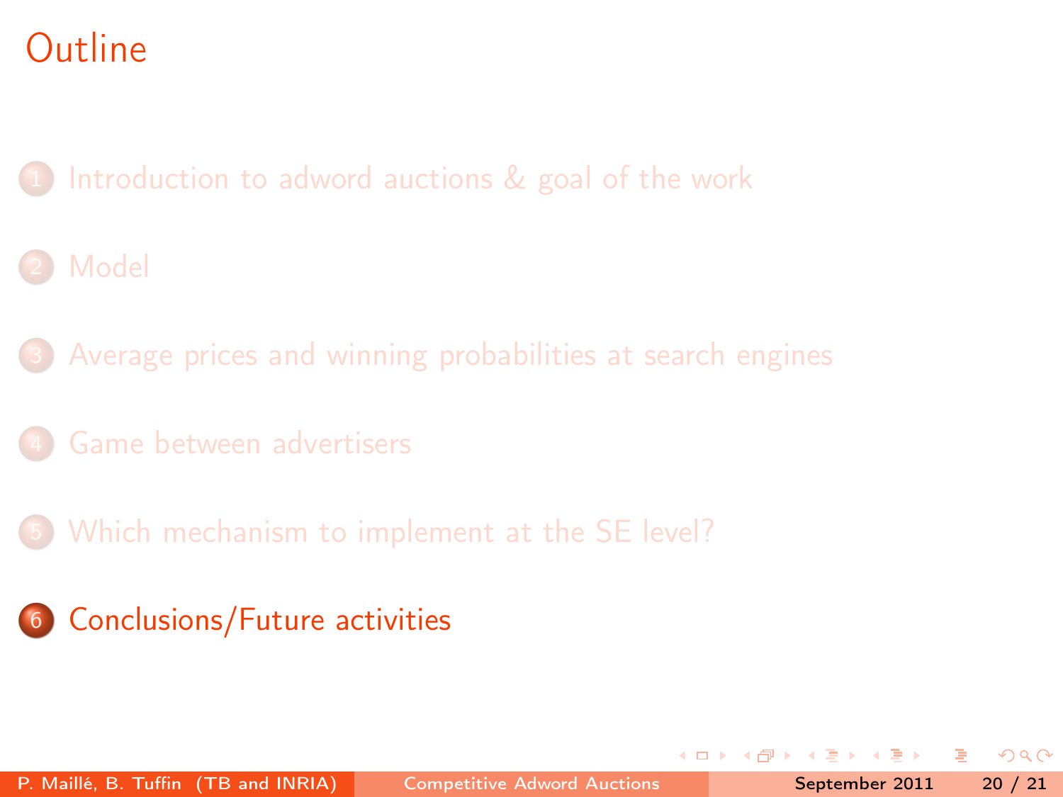# Outline

1. Introduction to adword auctions & goal of the work
2. Model
3. Average prices and winning probabilities at search engines
4. Game between advertisers
5. Which mechanism to implement at the SE level?
6. **Conclusions/Future activities**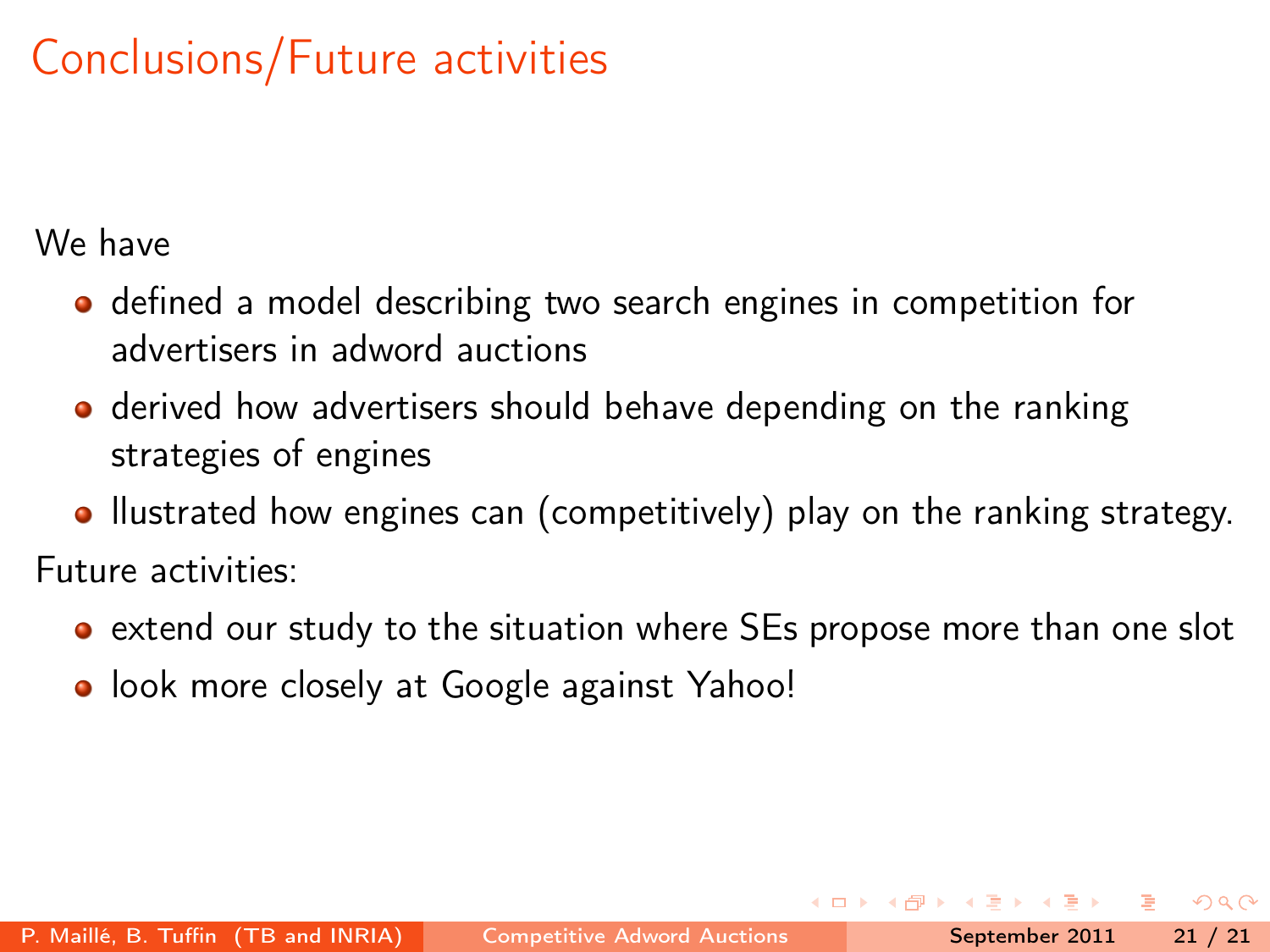# Conclusions/Future activities

We have

- defined a model describing two search engines in competition for advertisers in adword auctions
- derived how advertisers should behave depending on the ranking strategies of engines
- llustrated how engines can (competitively) play on the ranking strategy.

Future activities:

- extend our study to the situation where SEs propose more than one slot
- look more closely at Google against Yahoo!